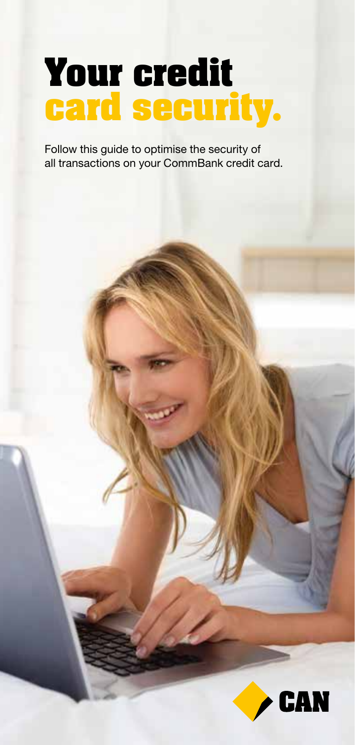# Your credit card security.

Follow this guide to optimise the security of all transactions on your CommBank credit card.

CAN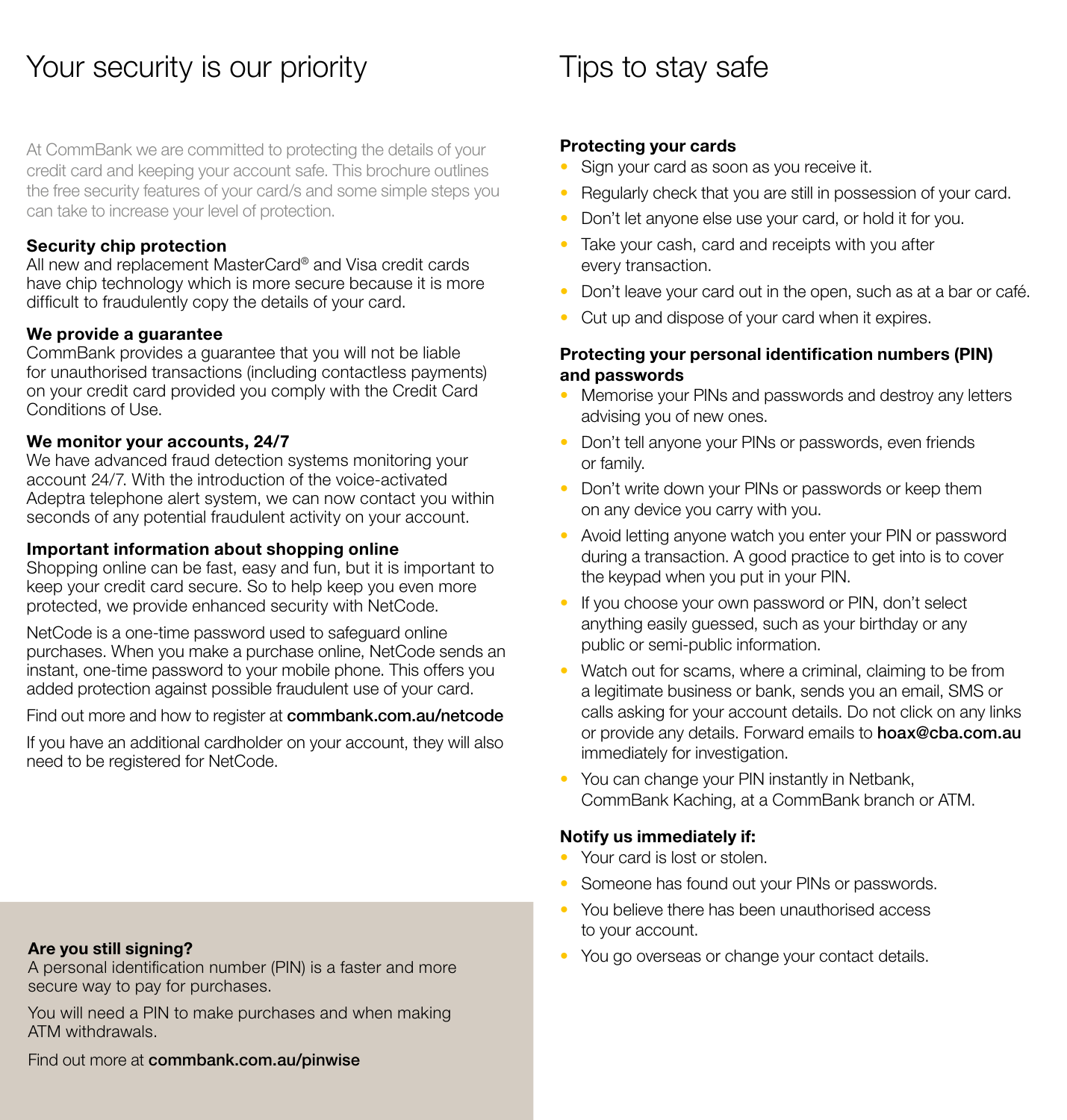# Your security is our priority

At CommBank we are committed to protecting the details of your credit card and keeping your account safe. This brochure outlines the free security features of your card/s and some simple steps you can take to increase your level of protection.

**Security chip protection**
All new and replacement MasterCard® and Visa credit cards have chip technology which is more secure because it is more difficult to fraudulently copy the details of your card.

**We provide a guarantee**
CommBank provides a guarantee that you will not be liable for unauthorised transactions (including contactless payments) on your credit card provided you comply with the Credit Card Conditions of Use.

**We monitor your accounts, 24/7**
We have advanced fraud detection systems monitoring your account 24/7. With the introduction of the voice-activated Adeptra telephone alert system, we can now contact you within seconds of any potential fraudulent activity on your account.

**Important information about shopping online**
Shopping online can be fast, easy and fun, but it is important to keep your credit card secure. So to help keep you even more protected, we provide enhanced security with NetCode.

NetCode is a one-time password used to safeguard online purchases. When you make a purchase online, NetCode sends an instant, one-time password to your mobile phone. This offers you added protection against possible fraudulent use of your card.

Find out more and how to register at **commbank.com.au/netcode**

If you have an additional cardholder on your account, they will also need to be registered for NetCode.

**Are you still signing?**
A personal identification number (PIN) is a faster and more secure way to pay for purchases.

You will need a PIN to make purchases and when making ATM withdrawals.

Find out more at **commbank.com.au/pinwise**

# Tips to stay safe

**Protecting your cards**

- Sign your card as soon as you receive it.
- Regularly check that you are still in possession of your card.
- Don't let anyone else use your card, or hold it for you.
- Take your cash, card and receipts with you after every transaction.
- Don't leave your card out in the open, such as at a bar or café.
- Cut up and dispose of your card when it expires.

**Protecting your personal identification numbers (PIN) and passwords**

- Memorise your PINs and passwords and destroy any letters advising you of new ones.
- Don't tell anyone your PINs or passwords, even friends or family.
- Don't write down your PINs or passwords or keep them on any device you carry with you.
- Avoid letting anyone watch you enter your PIN or password during a transaction. A good practice to get into is to cover the keypad when you put in your PIN.
- If you choose your own password or PIN, don't select anything easily guessed, such as your birthday or any public or semi-public information.
- Watch out for scams, where a criminal, claiming to be from a legitimate business or bank, sends you an email, SMS or calls asking for your account details. Do not click on any links or provide any details. Forward emails to **hoax@cba.com.au** immediately for investigation.
- You can change your PIN instantly in Netbank, CommBank Kaching, at a CommBank branch or ATM.

**Notify us immediately if:**

- Your card is lost or stolen.
- Someone has found out your PINs or passwords.
- You believe there has been unauthorised access to your account.
- You go overseas or change your contact details.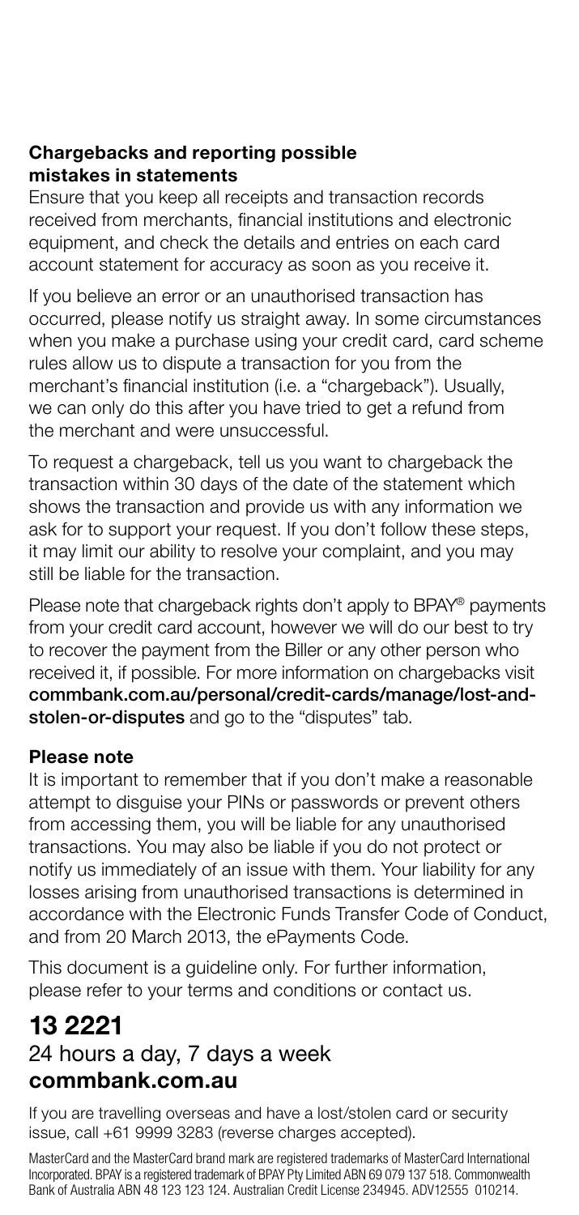### Chargebacks and reporting possible mistakes in statements

Ensure that you keep all receipts and transaction records received from merchants, financial institutions and electronic equipment, and check the details and entries on each card account statement for accuracy as soon as you receive it.

If you believe an error or an unauthorised transaction has occurred, please notify us straight away. In some circumstances when you make a purchase using your credit card, card scheme rules allow us to dispute a transaction for you from the merchant's financial institution (i.e. a "chargeback"). Usually, we can only do this after you have tried to get a refund from the merchant and were unsuccessful.

To request a chargeback, tell us you want to chargeback the transaction within 30 days of the date of the statement which shows the transaction and provide us with any information we ask for to support your request. If you don't follow these steps, it may limit our ability to resolve your complaint, and you may still be liable for the transaction.

Please note that chargeback rights don't apply to BPAY® payments from your credit card account, however we will do our best to try to recover the payment from the Biller or any other person who received it, if possible. For more information on chargebacks visit **commbank.com.au/personal/credit-cards/manage/lost-and-stolen-or-disputes** and go to the "disputes" tab.

### Please note

It is important to remember that if you don't make a reasonable attempt to disguise your PINs or passwords or prevent others from accessing them, you will be liable for any unauthorised transactions. You may also be liable if you do not protect or notify us immediately of an issue with them. Your liability for any losses arising from unauthorised transactions is determined in accordance with the Electronic Funds Transfer Code of Conduct, and from 20 March 2013, the ePayments Code.

This document is a guideline only. For further information, please refer to your terms and conditions or contact us.

## 13 2221

24 hours a day, 7 days a week

**commbank.com.au**

If you are travelling overseas and have a lost/stolen card or security issue, call +61 9999 3283 (reverse charges accepted).

MasterCard and the MasterCard brand mark are registered trademarks of MasterCard International Incorporated. BPAY is a registered trademark of BPAY Pty Limited ABN 69 079 137 518. Commonwealth Bank of Australia ABN 48 123 123 124. Australian Credit License 234945. ADV12555 010214.